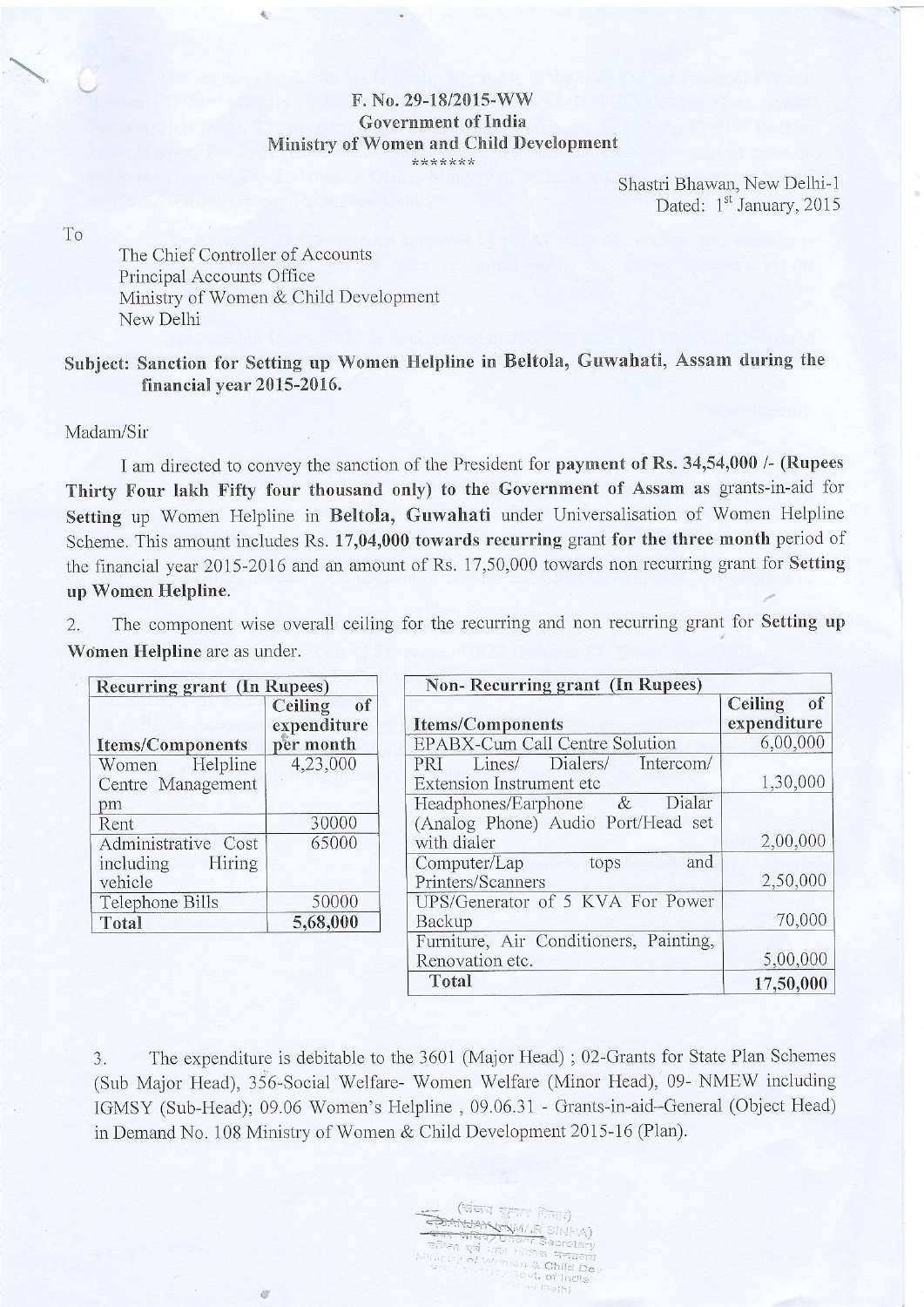F. No. 29-18/2015-WW
Government of India
Ministry of Women and Child Development
\*\*\*\*\*\*\*

Shastri Bhawan, New Delhi-1
Dated: 1st January, 2015

To

The Chief Controller of Accounts
Principal Accounts Office
Ministry of Women & Child Development
New Delhi

**Subject: Sanction for Setting up Women Helpline in Beltola, Guwahati, Assam during the financial year 2015-2016.**

Madam/Sir

I am directed to convey the sanction of the President for **payment of Rs. 34,54,000 /- (Rupees Thirty Four lakh Fifty four thousand only) to the Government of Assam** as grants-in-aid for **Setting** up Women Helpline in **Beltola, Guwahati** under Universalisation of Women Helpline Scheme. This amount includes Rs. **17,04,000 towards recurring** grant **for the three month** period of the financial year 2015-2016 and an amount of Rs. 17,50,000 towards non recurring grant for **Setting up Women Helpline.**

2. The component wise overall ceiling for the recurring and non recurring grant for **Setting up Women Helpline** are as under.

| **Recurring grant (In Rupees)** | |
|---|---|
| **Items/Components** | **Ceiling of expenditure per month** |
| Women Helpline Centre Management pm | 4,23,000 |
| Rent | 30000 |
| Administrative Cost including Hiring vehicle | 65000 |
| Telephone Bills | 50000 |
| **Total** | **5,68,000** |

| **Non- Recurring grant (In Rupees)** | |
|---|---|
| **Items/Components** | **Ceiling of expenditure** |
| EPABX-Cum Call Centre Solution | 6,00,000 |
| PRI Lines/ Dialers/ Intercom/ Extension Instrument etc | 1,30,000 |
| Headphones/Earphone & Dialar (Analog Phone) Audio Port/Head set with dialer | 2,00,000 |
| Computer/Lap tops and Printers/Scanners | 2,50,000 |
| UPS/Generator of 5 KVA For Power Backup | 70,000 |
| Furniture, Air Conditioners, Painting, Renovation etc. | 5,00,000 |
| **Total** | **17,50,000** |

3. The expenditure is debitable to the 3601 (Major Head) ; 02-Grants for State Plan Schemes (Sub Major Head), 356-Social Welfare- Women Welfare (Minor Head), 09- NMEW including IGMSY (Sub-Head); 09.06 Women's Helpline , 09.06.31 - Grants-in-aid–General (Object Head) in Demand No. 108 Ministry of Women & Child Development 2015-16 (Plan).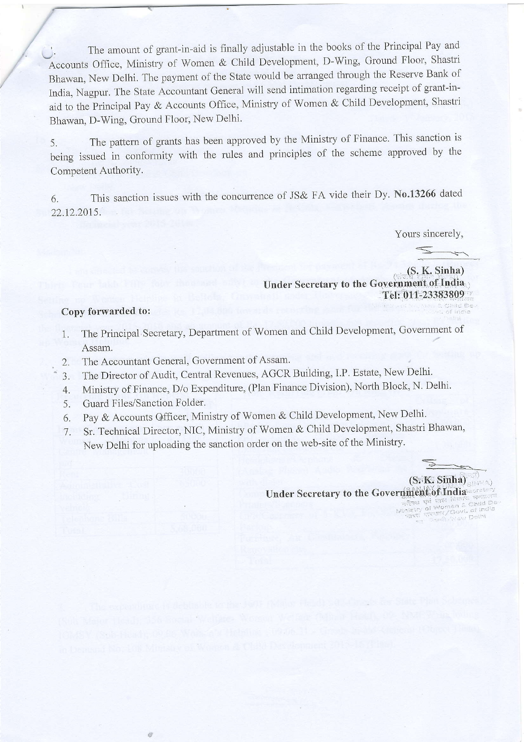4. The amount of grant-in-aid is finally adjustable in the books of the Principal Pay and Accounts Office, Ministry of Women & Child Development, D-Wing, Ground Floor, Shastri Bhawan, New Delhi. The payment of the State would be arranged through the Reserve Bank of India, Nagpur. The State Accountant General will send intimation regarding receipt of grant-in-aid to the Principal Pay & Accounts Office, Ministry of Women & Child Development, Shastri Bhawan, D-Wing, Ground Floor, New Delhi.

5. The pattern of grants has been approved by the Ministry of Finance. This sanction is being issued in conformity with the rules and principles of the scheme approved by the Competent Authority.

6. This sanction issues with the concurrence of JS& FA vide their Dy. **No.13266** dated 22.12.2015.

Yours sincerely,

**(S. K. Sinha)**
**Under Secretary to the Government of India**
**Tel: 011-23383809**

**Copy forwarded to:**

1. The Principal Secretary, Department of Women and Child Development, Government of Assam.
2. The Accountant General, Government of Assam.
3. The Director of Audit, Central Revenues, AGCR Building, I.P. Estate, New Delhi.
4. Ministry of Finance, D/o Expenditure, (Plan Finance Division), North Block, N. Delhi.
5. Guard Files/Sanction Folder.
6. Pay & Accounts Officer, Ministry of Women & Child Development, New Delhi.
7. Sr. Technical Director, NIC, Ministry of Women & Child Development, Shastri Bhawan, New Delhi for uploading the sanction order on the web-site of the Ministry.

**(S. K. Sinha)**
**Under Secretary to the Government of India**